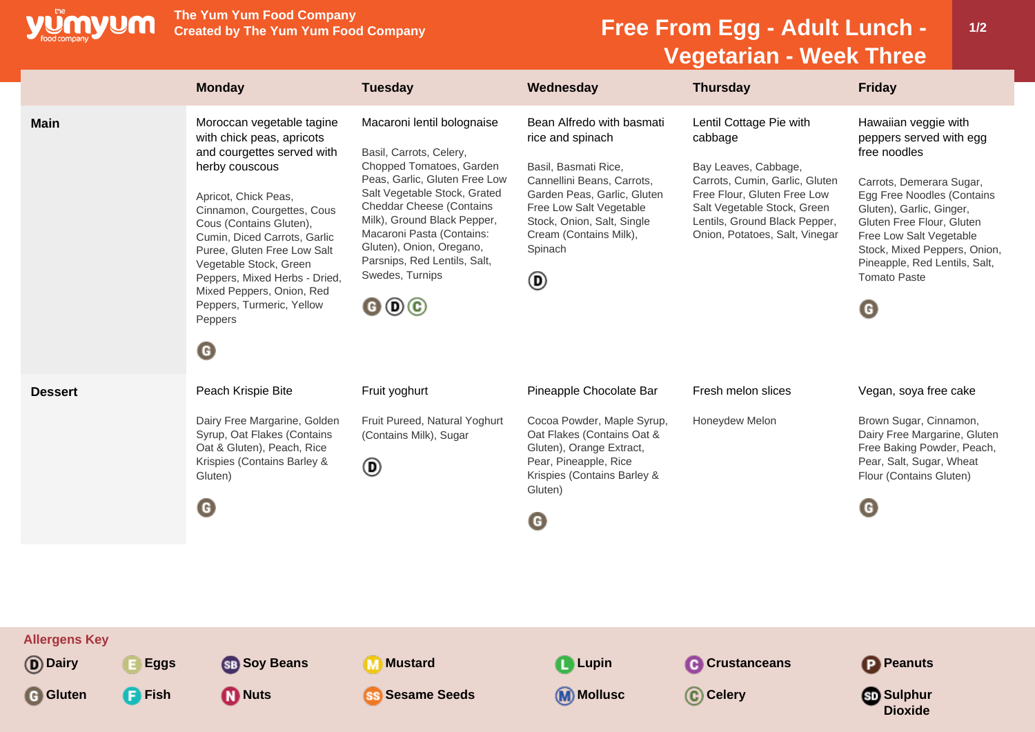# Free From Egg - Adult Lunch - Vegetarian - Week Three

The Yum Yum Food Company
Created by The Yum Yum Food Company

| | Monday | Tuesday | Wednesday | Thursday | Friday |
|---|---|---|---|---|---|
| **Main** | Moroccan vegetable tagine with chick peas, apricots and courgettes served with herby couscous<br><br>Apricot, Chick Peas, Cinnamon, Courgettes, Cous Cous (Contains Gluten), Cumin, Diced Carrots, Garlic Puree, Gluten Free Low Salt Vegetable Stock, Green Peppers, Mixed Herbs - Dried, Mixed Peppers, Onion, Red Peppers, Turmeric, Yellow Peppers<br><br>G | Macaroni lentil bolognaise<br><br>Basil, Carrots, Celery, Chopped Tomatoes, Garden Peas, Garlic, Gluten Free Low Salt Vegetable Stock, Grated Cheddar Cheese (Contains Milk), Ground Black Pepper, Macaroni Pasta (Contains: Gluten), Onion, Oregano, Parsnips, Red Lentils, Salt, Swedes, Turnips<br><br>G D C | Bean Alfredo with basmati rice and spinach<br><br>Basil, Basmati Rice, Cannellini Beans, Carrots, Garden Peas, Garlic, Gluten Free Low Salt Vegetable Stock, Onion, Salt, Single Cream (Contains Milk), Spinach<br><br>D | Lentil Cottage Pie with cabbage<br><br>Bay Leaves, Cabbage, Carrots, Cumin, Garlic, Gluten Free Flour, Gluten Free Low Salt Vegetable Stock, Green Lentils, Ground Black Pepper, Onion, Potatoes, Salt, Vinegar | Hawaiian veggie with peppers served with egg free noodles<br><br>Carrots, Demerara Sugar, Egg Free Noodles (Contains Gluten), Garlic, Ginger, Gluten Free Flour, Gluten Free Low Salt Vegetable Stock, Mixed Peppers, Onion, Pineapple, Red Lentils, Salt, Tomato Paste<br><br>G |
| **Dessert** | Peach Krispie Bite<br><br>Dairy Free Margarine, Golden Syrup, Oat Flakes (Contains Oat & Gluten), Peach, Rice Krispies (Contains Barley & Gluten)<br><br>G | Fruit yoghurt<br><br>Fruit Pureed, Natural Yoghurt (Contains Milk), Sugar<br><br>D | Pineapple Chocolate Bar<br><br>Cocoa Powder, Maple Syrup, Oat Flakes (Contains Oat & Gluten), Orange Extract, Pear, Pineapple, Rice Krispies (Contains Barley & Gluten)<br><br>G | Fresh melon slices<br><br>Honeydew Melon | Vegan, soya free cake<br><br>Brown Sugar, Cinnamon, Dairy Free Margarine, Gluten Free Baking Powder, Peach, Pear, Salt, Sugar, Wheat Flour (Contains Gluten)<br><br>G |

**Allergens Key**

| | | | | | | |
|---|---|---|---|---|---|---|
| D Dairy | E Eggs | SB Soy Beans | M Mustard | L Lupin | C Crustaceans | P Peanuts |
| G Gluten | F Fish | N Nuts | SS Sesame Seeds | M Mollusc | C Celery | SD Sulphur Dioxide |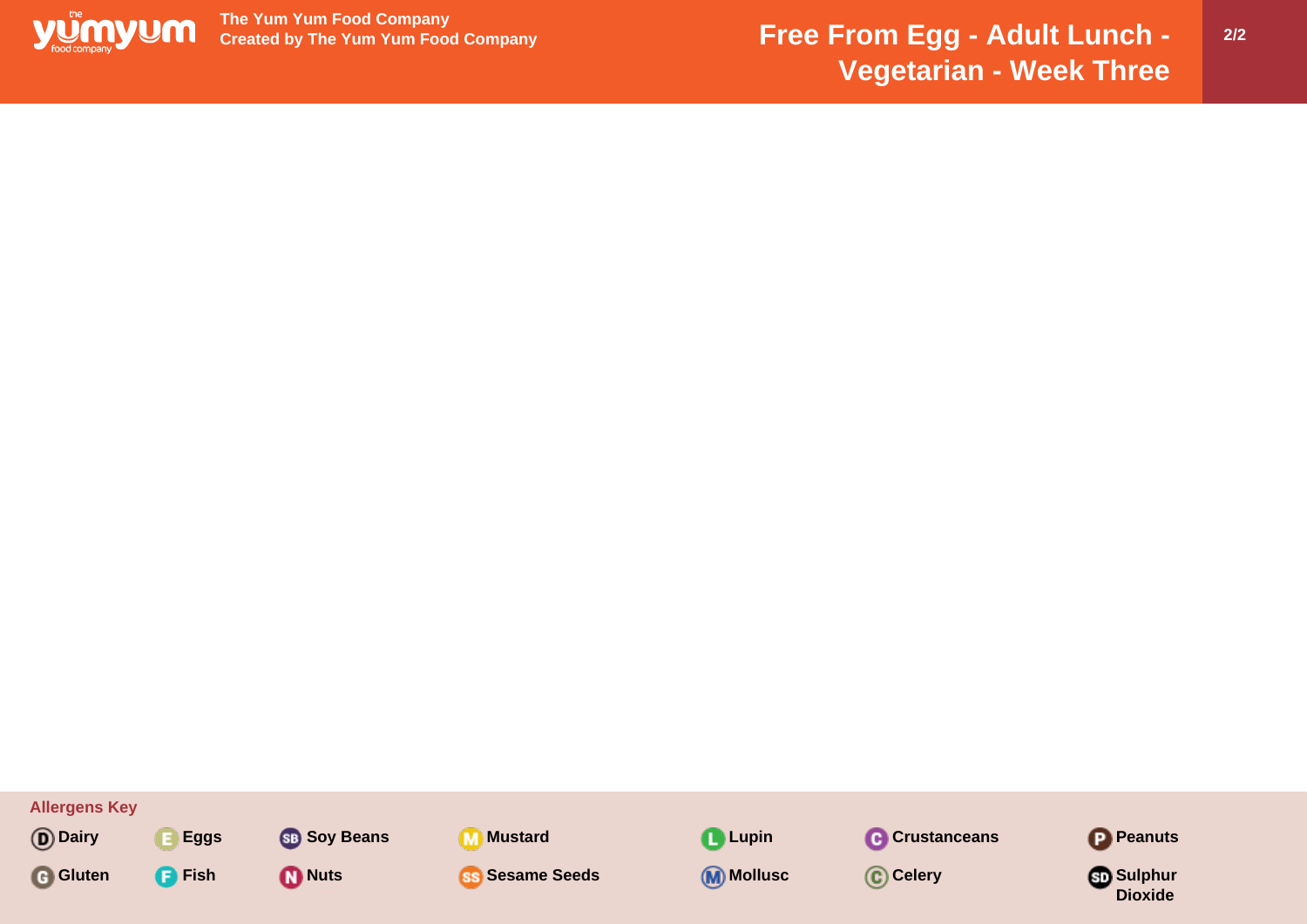# Free From Egg - Adult Lunch - Vegetarian - Week Three

The Yum Yum Food Company
Created by The Yum Yum Food Company

**Allergens Key**

| | | | | | | |
|---|---|---|---|---|---|---|
| D Dairy | E Eggs | SB Soy Beans | M Mustard | L Lupin | C Crustanceans | P Peanuts |
| G Gluten | F Fish | N Nuts | SS Sesame Seeds | M Mollusc | C Celery | SD Sulphur Dioxide |